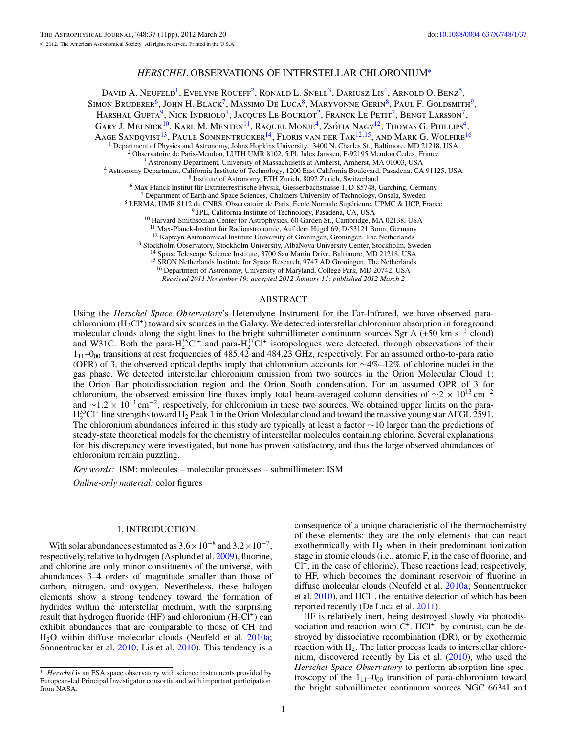# *HERSCHEL* OBSERVATIONS OF INTERSTELLAR CHLORONIUM*

David A. Neufeld[1], Evelyne Roueff[2], Ronald L. Snell[3], Dariusz Lis[4], Arnold O. Benz[5], Simon Bruderer[6], John H. Black[7], Massimo De Luca[8], Maryvonne Gerin[8], Paul F. Goldsmith[9], Harshal Gupta[9], Nick Indriolo[1], Jacques Le Bourlot[2], Franck Le Petit[2], Bengt Larsson[7], Gary J. Melnick[10], Karl M. Menten[11], Raquel Monje[4], Zsófia Nagy[12], Thomas G. Phillips[4], Aage Sandqvist[13], Paule Sonnentrucker[14], Floris van der Tak[12,15], and Mark G. Wolfire[16]

[1] Department of Physics and Astronomy, Johns Hopkins University, 3400 N. Charles St., Baltimore, MD 21218, USA
[2] Observatoire de Paris-Meudon, LUTH UMR 8102, 5 Pl. Jules Janssen, F-92195 Meudon Cedex, France
[3] Astronomy Department, University of Massachusetts at Amherst, Amherst, MA 01003, USA
[4] Astronomy Department, California Institute of Technology, 1200 East California Boulevard, Pasadena, CA 91125, USA
[5] Institute of Astronomy, ETH Zurich, 8092 Zurich, Switzerland
[6] Max Planck Institut für Extraterrestrische Physik, Giessenbachstrasse 1, D-85748, Garching, Germany
[7] Department of Earth and Space Sciences, Chalmers University of Technology, Onsala, Sweden
[8] LERMA, UMR 8112 du CNRS, Observatoire de Paris, École Normale Supérieure, UPMC & UCP, France
[9] JPL, California Institute of Technology, Pasadena, CA, USA
[10] Harvard-Smithsonian Center for Astrophysics, 60 Garden St., Cambridge, MA 02138, USA
[11] Max-Planck-Institut für Radioastronomie, Auf dem Hügel 69, D-53121 Bonn, Germany
[12] Kapteyn Astronomical Institute University of Groningen, Groningen, The Netherlands
[13] Stockholm Observatory, Stockholm University, AlbaNova University Center, Stockholm, Sweden
[14] Space Telescope Science Institute, 3700 San Martin Drive, Baltimore, MD 21218, USA
[15] SRON Netherlands Institute for Space Research, 9747 AD Groningen, The Netherlands
[16] Department of Astronomy, University of Maryland, College Park, MD 20742, USA

*Received 2011 November 19; accepted 2012 January 11; published 2012 March 2*

## ABSTRACT

Using the *Herschel Space Observatory*'s Heterodyne Instrument for the Far-Infrared, we have observed para-chloronium ($H_2Cl^+$) toward six sources in the Galaxy. We detected interstellar chloronium absorption in foreground molecular clouds along the sight lines to the bright submillimeter continuum sources Sgr A (+50 km s$^{-1}$ cloud) and W31C. Both the para-$H_2^{35}Cl^+$ and para-$H_2^{37}Cl^+$ isotopologues were detected, through observations of their $1_{11}$–$0_{00}$ transitions at rest frequencies of 485.42 and 484.23 GHz, respectively. For an assumed ortho-to-para ratio (OPR) of 3, the observed optical depths imply that chloronium accounts for ~4%–12% of chlorine nuclei in the gas phase. We detected interstellar chloronium emission from two sources in the Orion Molecular Cloud 1: the Orion Bar photodissociation region and the Orion South condensation. For an assumed OPR of 3 for chloronium, the observed emission line fluxes imply total beam-averaged column densities of $\sim 2 \times 10^{13}$ cm$^{-2}$ and $\sim 1.2 \times 10^{13}$ cm$^{-2}$, respectively, for chloronium in these two sources. We obtained upper limits on the para-$H_2^{35}Cl^+$ line strengths toward $H_2$ Peak 1 in the Orion Molecular cloud and toward the massive young star AFGL 2591. The chloronium abundances inferred in this study are typically at least a factor ~10 larger than the predictions of steady-state theoretical models for the chemistry of interstellar molecules containing chlorine. Several explanations for this discrepancy were investigated, but none has proven satisfactory, and thus the large observed abundances of chloronium remain puzzling.

*Key words:* ISM: molecules – molecular processes – submillimeter: ISM

*Online-only material:* color figures

## 1. INTRODUCTION

With solar abundances estimated as $3.6 \times 10^{-8}$ and $3.2 \times 10^{-7}$, respectively, relative to hydrogen (Asplund et al. 2009), fluorine, and chlorine are only minor constituents of the universe, with abundances 3–4 orders of magnitude smaller than those of carbon, nitrogen, and oxygen. Nevertheless, these halogen elements show a strong tendency toward the formation of hydrides within the interstellar medium, with the surprising result that hydrogen fluoride (HF) and chloronium ($H_2Cl^+$) can exhibit abundances that are comparable to those of CH and $H_2O$ within diffuse molecular clouds (Neufeld et al. 2010a; Sonnentrucker et al. 2010; Lis et al. 2010). This tendency is a consequence of a unique characteristic of the thermochemistry of these elements: they are the only elements that can react exothermically with $H_2$ when in their predominant ionization stage in atomic clouds (i.e., atomic F, in the case of fluorine, and $Cl^+$, in the case of chlorine). These reactions lead, respectively, to HF, which becomes the dominant reservoir of fluorine in diffuse molecular clouds (Neufeld et al. 2010a; Sonnentrucker et al. 2010), and $HCl^+$, the tentative detection of which has been reported recently (De Luca et al. 2011).

HF is relatively inert, being destroyed slowly via photodissociation and reaction with $C^+$. $HCl^+$, by contrast, can be destroyed by dissociative recombination (DR), or by exothermic reaction with $H_2$. The latter process leads to interstellar chloronium, discovered recently by Lis et al. (2010), who used the *Herschel Space Observatory* to perform absorption-line spectroscopy of the $1_{11}$–$0_{00}$ transition of para-chloronium toward the bright submillimeter continuum sources NGC 6634I and

* *Herschel* is an ESA space observatory with science instruments provided by European-led Principal Investigator consortia and with important participation from NASA.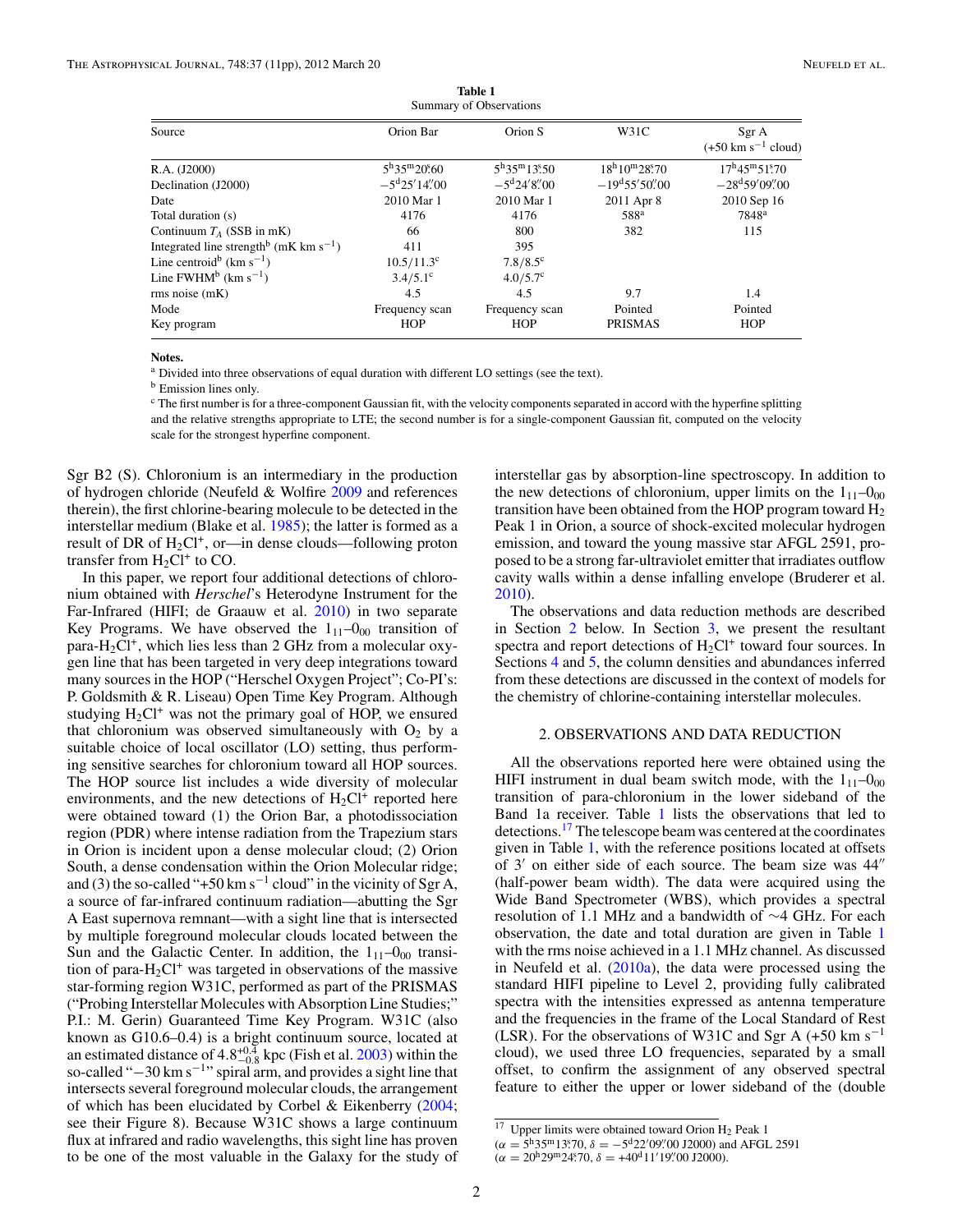**Table 1**
Summary of Observations

| Source | Orion Bar | Orion S | W31C | Sgr A (+50 km s$^{-1}$ cloud) |
|---|---|---|---|---|
| R.A. (J2000) | 5$^h$35$^m$20.$^s$60 | 5$^h$35$^m$13.$^s$50 | 18$^h$10$^m$28.$^s$70 | 17$^h$45$^m$51.$^s$70 |
| Declination (J2000) | $-5^d25'14.''00$ | $-5^d24'8.''00$ | $-19^d55'50.''00$ | $-28^d59'09.''00$ |
| Date | 2010 Mar 1 | 2010 Mar 1 | 2011 Apr 8 | 2010 Sep 16 |
| Total duration (s) | 4176 | 4176 | 588[a] | 7848[a] |
| Continuum $T_A$ (SSB in mK) | 66 | 800 | 382 | 115 |
| Integrated line strength[b] (mK km s$^{-1}$) | 411 | 395 | | |
| Line centroid[b] (km s$^{-1}$) | 10.5/11.3[c] | 7.8/8.5[c] | | |
| Line FWHM[b] (km s$^{-1}$) | 3.4/5.1[c] | 4.0/5.7[c] | | |
| rms noise (mK) | 4.5 | 4.5 | 9.7 | 1.4 |
| Mode | Frequency scan | Frequency scan | Pointed | Pointed |
| Key program | HOP | HOP | PRISMAS | HOP |

**Notes.**
[a] Divided into three observations of equal duration with different LO settings (see the text).
[b] Emission lines only.
[c] The first number is for a three-component Gaussian fit, with the velocity components separated in accord with the hyperfine splitting and the relative strengths appropriate to LTE; the second number is for a single-component Gaussian fit, computed on the velocity scale for the strongest hyperfine component.

Sgr B2 (S). Chloronium is an intermediary in the production of hydrogen chloride (Neufeld & Wolfire 2009 and references therein), the first chlorine-bearing molecule to be detected in the interstellar medium (Blake et al. 1985); the latter is formed as a result of DR of $H_2Cl^+$, or—in dense clouds—following proton transfer from $H_2Cl^+$ to CO.

In this paper, we report four additional detections of chloronium obtained with *Herschel*'s Heterodyne Instrument for the Far-Infrared (HIFI; de Graauw et al. 2010) in two separate Key Programs. We have observed the $1_{11}$–$0_{00}$ transition of para-$H_2Cl^+$, which lies less than 2 GHz from a molecular oxygen line that has been targeted in very deep integrations toward many sources in the HOP ("Herschel Oxygen Project"; Co-PI's: P. Goldsmith & R. Liseau) Open Time Key Program. Although studying $H_2Cl^+$ was not the primary goal of HOP, we ensured that chloronium was observed simultaneously with $O_2$ by a suitable choice of local oscillator (LO) setting, thus performing sensitive searches for chloronium toward all HOP sources. The HOP source list includes a wide diversity of molecular environments, and the new detections of $H_2Cl^+$ reported here were obtained toward (1) the Orion Bar, a photodissociation region (PDR) where intense radiation from the Trapezium stars in Orion is incident upon a dense molecular cloud; (2) Orion South, a dense condensation within the Orion Molecular ridge; and (3) the so-called "+50 km s$^{-1}$ cloud" in the vicinity of Sgr A, a source of far-infrared continuum radiation—abutting the Sgr A East supernova remnant—with a sight line that is intersected by multiple foreground molecular clouds located between the Sun and the Galactic Center. In addition, the $1_{11}$–$0_{00}$ transition of para-$H_2Cl^+$ was targeted in observations of the massive star-forming region W31C, performed as part of the PRISMAS ("Probing Interstellar Molecules with Absorption Line Studies;" P.I.: M. Gerin) Guaranteed Time Key Program. W31C (also known as G10.6–0.4) is a bright continuum source, located at an estimated distance of $4.8^{+0.4}_{-0.8}$ kpc (Fish et al. 2003) within the so-called "$-30$ km s$^{-1}$" spiral arm, and provides a sight line that intersects several foreground molecular clouds, the arrangement of which has been elucidated by Corbel & Eikenberry (2004; see their Figure 8). Because W31C shows a large continuum flux at infrared and radio wavelengths, this sight line has proven to be one of the most valuable in the Galaxy for the study of interstellar gas by absorption-line spectroscopy. In addition to the new detections of chloronium, upper limits on the $1_{11}$–$0_{00}$ transition have been obtained from the HOP program toward $H_2$ Peak 1 in Orion, a source of shock-excited molecular hydrogen emission, and toward the young massive star AFGL 2591, proposed to be a strong far-ultraviolet emitter that irradiates outflow cavity walls within a dense infalling envelope (Bruderer et al. 2010).

The observations and data reduction methods are described in Section 2 below. In Section 3, we present the resultant spectra and report detections of $H_2Cl^+$ toward four sources. In Sections 4 and 5, the column densities and abundances inferred from these detections are discussed in the context of models for the chemistry of chlorine-containing interstellar molecules.

## 2. OBSERVATIONS AND DATA REDUCTION

All the observations reported here were obtained using the HIFI instrument in dual beam switch mode, with the $1_{11}$–$0_{00}$ transition of para-chloronium in the lower sideband of the Band 1a receiver. Table 1 lists the observations that led to detections.[17] The telescope beam was centered at the coordinates given in Table 1, with the reference positions located at offsets of 3′ on either side of each source. The beam size was 44″ (half-power beam width). The data were acquired using the Wide Band Spectrometer (WBS), which provides a spectral resolution of 1.1 MHz and a bandwidth of ~4 GHz. For each observation, the date and total duration are given in Table 1 with the rms noise achieved in a 1.1 MHz channel. As discussed in Neufeld et al. (2010a), the data were processed using the standard HIFI pipeline to Level 2, providing fully calibrated spectra with the intensities expressed as antenna temperature and the frequencies in the frame of the Local Standard of Rest (LSR). For the observations of W31C and Sgr A (+50 km s$^{-1}$ cloud), we used three LO frequencies, separated by a small offset, to confirm the assignment of any observed spectral feature to either the upper or lower sideband of the (double

[17] Upper limits were obtained toward Orion $H_2$ Peak 1 ($\alpha = 5^h35^m13.^s70$, $\delta = -5^d22'09.''00$ J2000) and AFGL 2591 ($\alpha = 20^h29^m24.^s70$, $\delta = +40^d11'19.''00$ J2000).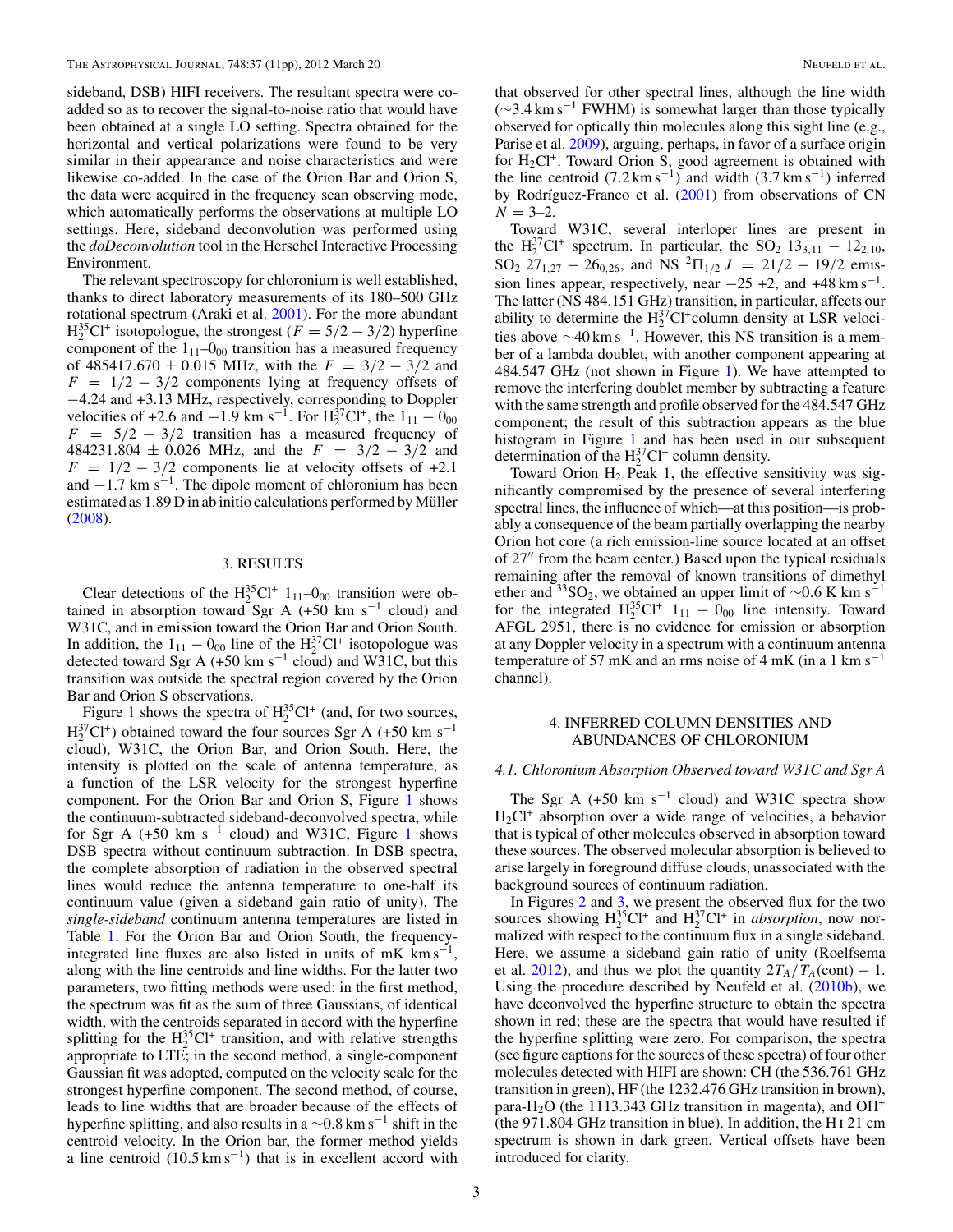sideband, DSB) HIFI receivers. The resultant spectra were co-added so as to recover the signal-to-noise ratio that would have been obtained at a single LO setting. Spectra obtained for the horizontal and vertical polarizations were found to be very similar in their appearance and noise characteristics and were likewise co-added. In the case of the Orion Bar and Orion S, the data were acquired in the frequency scan observing mode, which automatically performs the observations at multiple LO settings. Here, sideband deconvolution was performed using the *doDeconvolution* tool in the Herschel Interactive Processing Environment.

The relevant spectroscopy for chloronium is well established, thanks to direct laboratory measurements of its 180–500 GHz rotational spectrum (Araki et al. 2001). For the more abundant $H_2^{35}Cl^+$ isotopologue, the strongest ($F = 5/2 - 3/2$) hyperfine component of the $1_{11}$–$0_{00}$ transition has a measured frequency of 485417.670 ± 0.015 MHz, with the $F = 3/2 - 3/2$ and $F = 1/2 - 3/2$ components lying at frequency offsets of −4.24 and +3.13 MHz, respectively, corresponding to Doppler velocities of +2.6 and −1.9 km s$^{-1}$. For $H_2^{37}Cl^+$, the $1_{11} - 0_{00}$ $F = 5/2 - 3/2$ transition has a measured frequency of 484231.804 ± 0.026 MHz, and the $F = 3/2 - 3/2$ and $F = 1/2 - 3/2$ components lie at velocity offsets of +2.1 and −1.7 km s$^{-1}$. The dipole moment of chloronium has been estimated as 1.89 D in ab initio calculations performed by Müller (2008).

## 3. RESULTS

Clear detections of the $H_2^{35}Cl^+$ $1_{11}$–$0_{00}$ transition were obtained in absorption toward Sgr A (+50 km s$^{-1}$ cloud) and W31C, and in emission toward the Orion Bar and Orion South. In addition, the $1_{11} - 0_{00}$ line of the $H_2^{37}Cl^+$ isotopologue was detected toward Sgr A (+50 km s$^{-1}$ cloud) and W31C, but this transition was outside the spectral region covered by the Orion Bar and Orion S observations.

Figure 1 shows the spectra of $H_2^{35}Cl^+$ (and, for two sources, $H_2^{37}Cl^+$) obtained toward the four sources Sgr A (+50 km s$^{-1}$ cloud), W31C, the Orion Bar, and Orion South. Here, the intensity is plotted on the scale of antenna temperature, as a function of the LSR velocity for the strongest hyperfine component. For the Orion Bar and Orion South, Figure 1 shows the continuum-subtracted sideband-deconvolved spectra, while for Sgr A (+50 km s$^{-1}$ cloud) and W31C, Figure 1 shows DSB spectra without continuum subtraction. In DSB spectra, the complete absorption of radiation in the observed spectral lines would reduce the antenna temperature to one-half its continuum value (given a sideband gain ratio of unity). The *single-sideband* continuum antenna temperatures are listed in Table 1. For the Orion Bar and Orion South, the frequency-integrated line fluxes are also listed in units of mK km s$^{-1}$, along with the line centroids and line widths. For the latter two parameters, two fitting methods were used: in the first method, the spectrum was fit as the sum of three Gaussians, of identical width, with the centroids separated in accord with the hyperfine splitting for the $H_2^{35}Cl^+$ transition, and with relative strengths appropriate to LTE; in the second method, a single-component Gaussian fit was adopted, computed on the velocity scale for the strongest hyperfine component. The second method, of course, leads to line widths that are broader because of the effects of hyperfine splitting, and also results in a ∼0.8 km s$^{-1}$ shift in the centroid velocity. In the Orion bar, the former method yields a line centroid (10.5 km s$^{-1}$) that is in excellent accord with that observed for other spectral lines, although the line width (∼3.4 km s$^{-1}$ FWHM) is somewhat larger than those typically observed for optically thin molecules along this sight line (e.g., Parise et al. 2009), arguing, perhaps, in favor of a surface origin for $H_2Cl^+$. Toward Orion S, good agreement is obtained with the line centroid (7.2 km s$^{-1}$) and width (3.7 km s$^{-1}$) inferred by Rodríguez-Franco et al. (2001) from observations of CN $N = 3$–2.

Toward W31C, several interloper lines are present in the $H_2^{37}Cl^+$ spectrum. In particular, the $SO_2$ $13_{3,11} - 12_{2,10}$, $SO_2$ $27_{1,27} - 26_{0,26}$, and NS $^2\Pi_{1/2}$ $J = 21/2 - 19/2$ emission lines appear, respectively, near −25 +2, and +48 km s$^{-1}$. The latter (NS 484.151 GHz) transition, in particular, affects our ability to determine the $H_2^{37}Cl^+$column density at LSR velocities above ∼40 km s$^{-1}$. However, this NS transition is a member of a lambda doublet, with another component appearing at 484.547 GHz (not shown in Figure 1). We have attempted to remove the interfering doublet member by subtracting a feature with the same strength and profile observed for the 484.547 GHz component; the result of this subtraction appears as the blue histogram in Figure 1 and has been used in our subsequent determination of the $H_2^{37}Cl^+$ column density.

Toward Orion $H_2$ Peak 1, the effective sensitivity was significantly compromised by the presence of several interfering spectral lines, the influence of which—at this position—is probably a consequence of the beam partially overlapping the nearby Orion hot core (a rich emission-line source located at an offset of 27″ from the beam center.) Based upon the typical residuals remaining after the removal of known transitions of dimethyl ether and $^{33}SO_2$, we obtained an upper limit of ∼0.6 K km s$^{-1}$ for the integrated $H_2^{35}Cl^+$ $1_{11} - 0_{00}$ line intensity. Toward AFGL 2951, there is no evidence for emission or absorption at any Doppler velocity in a spectrum with a continuum antenna temperature of 57 mK and an rms noise of 4 mK (in a 1 km s$^{-1}$ channel).

## 4. INFERRED COLUMN DENSITIES AND ABUNDANCES OF CHLORONIUM

### *4.1. Chloronium Absorption Observed toward W31C and Sgr A*

The Sgr A (+50 km s$^{-1}$ cloud) and W31C spectra show $H_2Cl^+$ absorption over a wide range of velocities, a behavior that is typical of other molecules observed in absorption toward these sources. The observed molecular absorption is believed to arise largely in foreground diffuse clouds, unassociated with the background sources of continuum radiation.

In Figures 2 and 3, we present the observed flux for the two sources showing $H_2^{35}Cl^+$ and $H_2^{37}Cl^+$ in *absorption*, now normalized with respect to the continuum flux in a single sideband. Here, we assume a sideband gain ratio of unity (Roelfsema et al. 2012), and thus we plot the quantity $2T_A/T_A(\mathrm{cont}) - 1$. Using the procedure described by Neufeld et al. (2010b), we have deconvolved the hyperfine structure to obtain the spectra shown in red; these are the spectra that would have resulted if the hyperfine splitting were zero. For comparison, the spectra (see figure captions for the sources of these spectra) of four other molecules detected with HIFI are shown: CH (the 536.761 GHz transition in green), HF (the 1232.476 GHz transition in brown), para-$H_2O$ (the 1113.343 GHz transition in magenta), and $OH^+$ (the 971.804 GHz transition in blue). In addition, the H I 21 cm spectrum is shown in dark green. Vertical offsets have been introduced for clarity.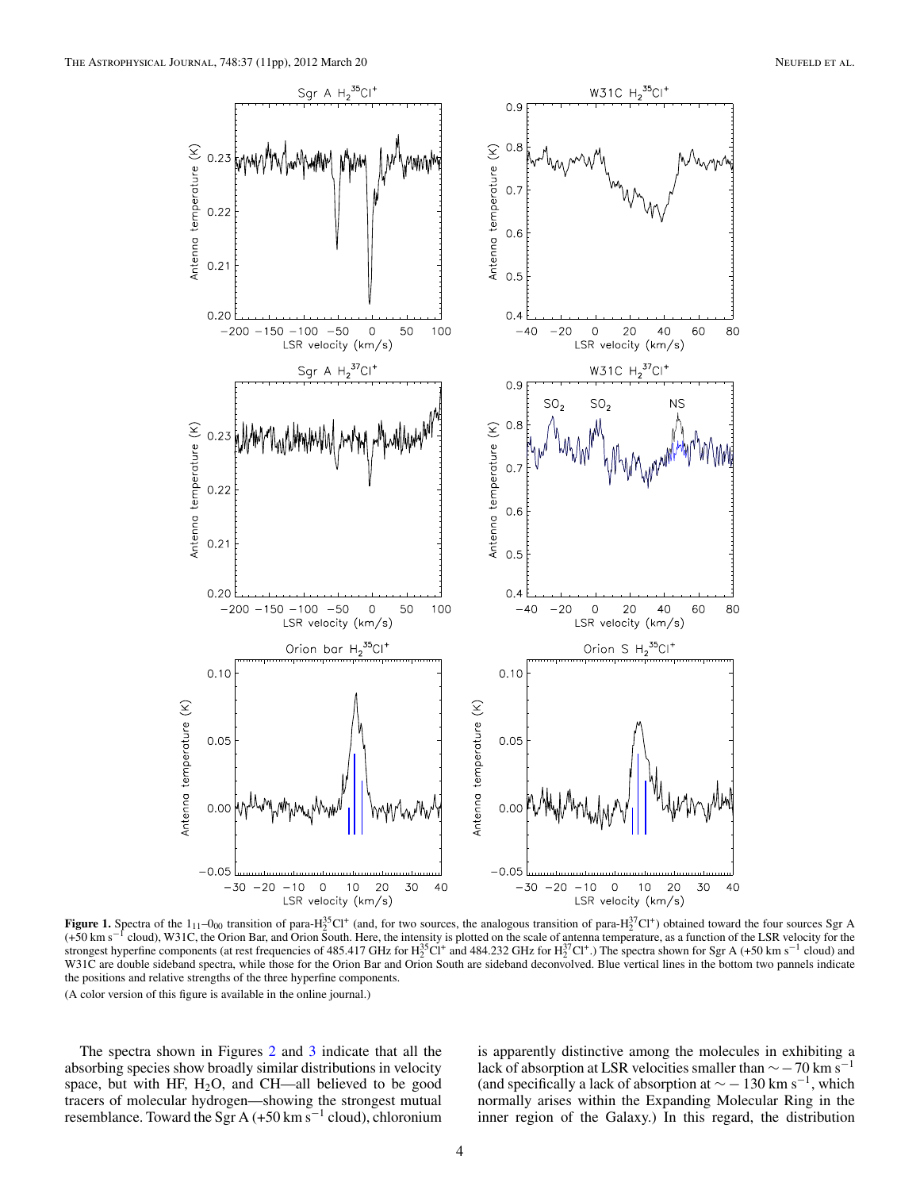**Figure 1.** Spectra of the $1_{11}$–$0_{00}$ transition of para-$H_2^{35}Cl^+$ (and, for two sources, the analogous transition of para-$H_2^{37}Cl^+$) obtained toward the four sources Sgr A (+50 km $s^{-1}$ cloud), W31C, the Orion Bar, and Orion South. Here, the intensity is plotted on the scale of antenna temperature, as a function of the LSR velocity for the strongest hyperfine components (at rest frequencies of 485.417 GHz for $H_2^{35}Cl^+$ and 484.232 GHz for $H_2^{37}Cl^+$.) The spectra shown for Sgr A (+50 km $s^{-1}$ cloud) and W31C are double sideband spectra, while those for the Orion Bar and Orion South are sideband deconvolved. Blue vertical lines in the bottom two pannels indicate the positions and relative strengths of the three hyperfine components.

(A color version of this figure is available in the online journal.)

The spectra shown in Figures 2 and 3 indicate that all the absorbing species show broadly similar distributions in velocity space, but with HF, $H_2O$, and CH—all believed to be good tracers of molecular hydrogen—showing the strongest mutual resemblance. Toward the Sgr A (+50 km $s^{-1}$ cloud), chloronium is apparently distinctive among the molecules in exhibiting a lack of absorption at LSR velocities smaller than $\sim -70$ km $s^{-1}$ (and specifically a lack of absorption at $\sim -130$ km $s^{-1}$, which normally arises within the Expanding Molecular Ring in the inner region of the Galaxy.) In this regard, the distribution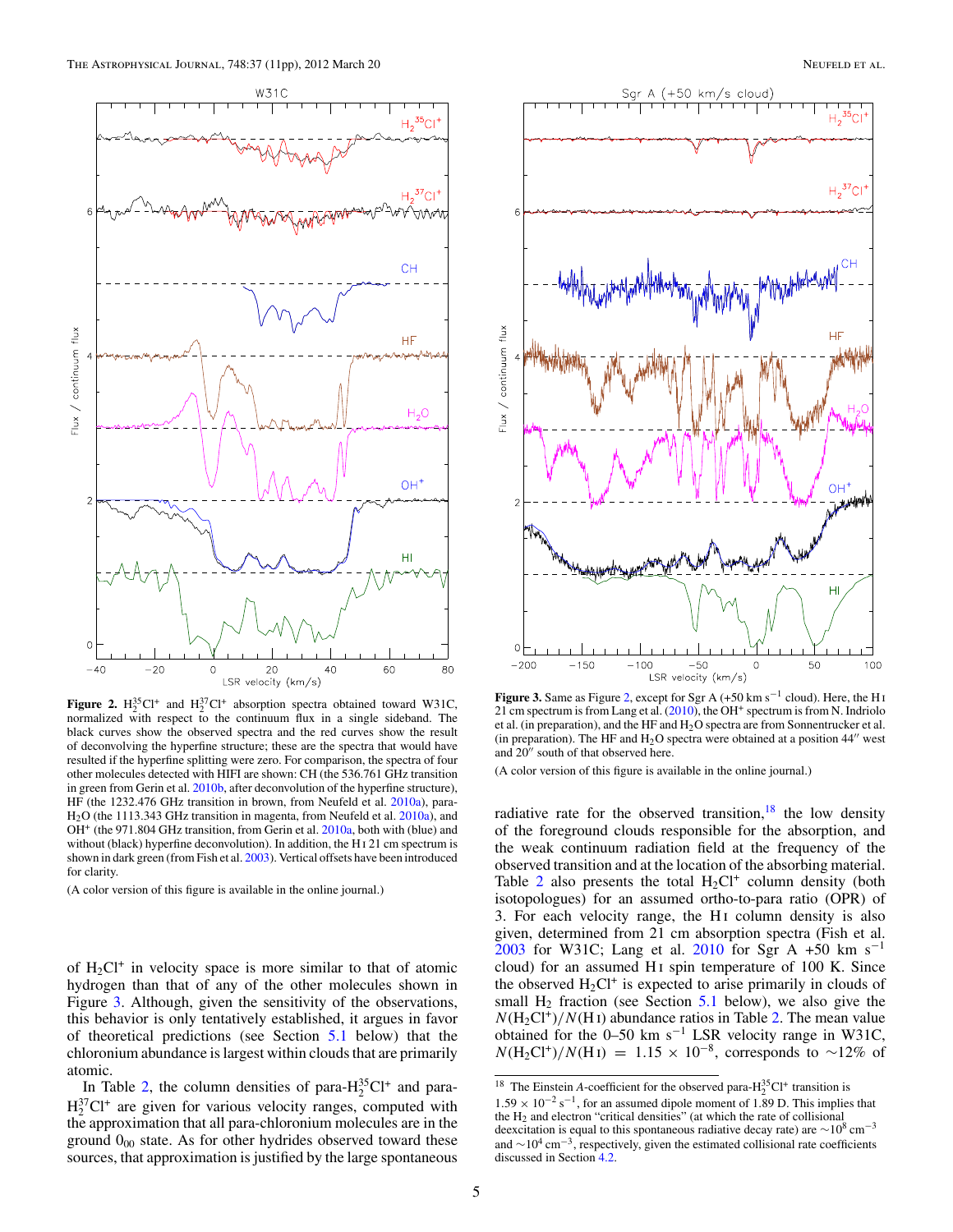**Figure 2.** $H_2^{35}Cl^+$ and $H_2^{37}Cl^+$ absorption spectra obtained toward W31C, normalized with respect to the continuum flux in a single sideband. The black curves show the observed spectra and the red curves show the result of deconvolving the hyperfine structure; these are the spectra that would have resulted if the hyperfine splitting were zero. For comparison, the spectra of four other molecules detected with HIFI are shown: CH (the 536.761 GHz transition in green from Gerin et al. 2010b, after deconvolution of the hyperfine structure), HF (the 1232.476 GHz transition in brown, from Neufeld et al. 2010a), para-$H_2O$ (the 1113.343 GHz transition in magenta, from Neufeld et al. 2010a), and $OH^+$ (the 971.804 GHz transition, from Gerin et al. 2010a, both with (blue) and without (black) hyperfine deconvolution). In addition, the H I 21 cm spectrum is shown in dark green (from Fish et al. 2003). Vertical offsets have been introduced for clarity.

(A color version of this figure is available in the online journal.)

**Figure 3.** Same as Figure 2, except for Sgr A (+50 km $s^{-1}$ cloud). Here, the H I 21 cm spectrum is from Lang et al. (2010), the $OH^+$ spectrum is from N. Indriolo et al. (in preparation), and the HF and $H_2O$ spectra are from Sonnentrucker et al. (in preparation). The HF and $H_2O$ spectra were obtained at a position 44″ west and 20″ south of that observed here.

(A color version of this figure is available in the online journal.)

of $H_2Cl^+$ in velocity space is more similar to that of atomic hydrogen than that of any of the other molecules shown in Figure 3. Although, given the sensitivity of the observations, this behavior is only tentatively established, it argues in favor of theoretical predictions (see Section 5.1 below) that the chloronium abundance is largest within clouds that are primarily atomic.

In Table 2, the column densities of para-$H_2^{35}Cl^+$ and para-$H_2^{37}Cl^+$ are given for various velocity ranges, computed with the approximation that all para-chloronium molecules are in the ground $0_{00}$ state. As for other hydrides observed toward these sources, that approximation is justified by the large spontaneous radiative rate for the observed transition,[18] the low density of the foreground clouds responsible for the absorption, and the weak continuum radiation field at the frequency of the observed transition and at the location of the absorbing material. Table 2 also presents the total $H_2Cl^+$ column density (both isotopologues) for an assumed ortho-to-para ratio (OPR) of 3. For each velocity range, the H I column density is also given, determined from 21 cm absorption spectra (Fish et al. 2003 for W31C; Lang et al. 2010 for Sgr A +50 km $s^{-1}$ cloud) for an assumed H I spin temperature of 100 K. Since the observed $H_2Cl^+$ is expected to arise primarily in clouds of small $H_2$ fraction (see Section 5.1 below), we also give the $N(H_2Cl^+)/N(\mathrm{H\,I})$ abundance ratios in Table 2. The mean value obtained for the 0–50 km $s^{-1}$ LSR velocity range in W31C, $N(H_2Cl^+)/N(\mathrm{H\,I}) = 1.15 \times 10^{-8}$, corresponds to ~12% of

[18] The Einstein A-coefficient for the observed para-$H_2^{35}Cl^+$ transition is $1.59 \times 10^{-2}\ s^{-1}$, for an assumed dipole moment of 1.89 D. This implies that the $H_2$ and electron "critical densities" (at which the rate of collisional deexcitation is equal to this spontaneous radiative decay rate) are $\sim 10^8\ cm^{-3}$ and $\sim 10^4\ cm^{-3}$, respectively, given the estimated collisional rate coefficients discussed in Section 4.2.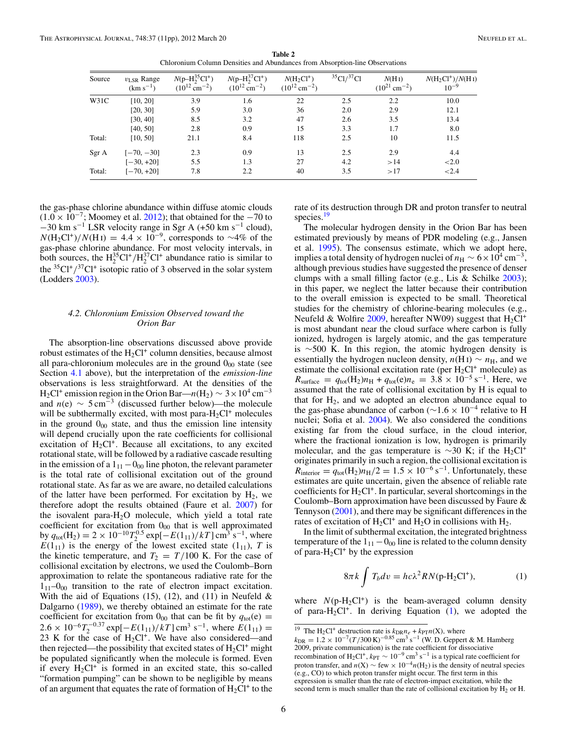**Table 2**
Chloronium Column Densities and Abundances from Absorption-line Observations

| Source | $v_{LSR}$ Range (km s$^{-1}$) | $N$(p–$H_2^{35}Cl^+$) ($10^{12}$ cm$^{-2}$) | $N$(p–$H_2^{37}Cl^+$) ($10^{12}$ cm$^{-2}$) | $N(H_2Cl^+)$ ($10^{12}$ cm$^{-2}$) | $^{35}$Cl/$^{37}$Cl | $N$(H I) ($10^{21}$ cm$^{-2}$) | $N(H_2Cl^+)/N$(H I) $10^{-9}$ |
|---|---|---|---|---|---|---|---|
| W31C | [10, 20] | 3.9 | 1.6 | 22 | 2.5 | 2.2 | 10.0 |
| | [20, 30] | 5.9 | 3.0 | 36 | 2.0 | 2.9 | 12.1 |
| | [30, 40] | 8.5 | 3.2 | 47 | 2.6 | 3.5 | 13.4 |
| | [40, 50] | 2.8 | 0.9 | 15 | 3.3 | 1.7 | 8.0 |
| Total: | [10, 50] | 21.1 | 8.4 | 118 | 2.5 | 10 | 11.5 |
| Sgr A | [−70, −30] | 2.3 | 0.9 | 13 | 2.5 | 2.9 | 4.4 |
| | [−30, +20] | 5.5 | 1.3 | 27 | 4.2 | >14 | <2.0 |
| Total: | [−70, +20] | 7.8 | 2.2 | 40 | 3.5 | >17 | <2.4 |

the gas-phase chlorine abundance within diffuse atomic clouds ($1.0 \times 10^{-7}$; Moomey et al. 2012); that obtained for the −70 to −30 km s$^{-1}$ LSR velocity range in Sgr A (+50 km s$^{-1}$ cloud), $N(H_2Cl^+)/N(\mathrm{H\,I}) = 4.4 \times 10^{-9}$, corresponds to ∼4% of the gas-phase chlorine abundance. For most velocity intervals, in both sources, the $H_2^{35}Cl^+/H_2^{37}Cl^+$ abundance ratio is similar to the $^{35}Cl^+/^{37}Cl^+$ isotopic ratio of 3 observed in the solar system (Lodders 2003).

### 4.2. Chloronium Emission Observed toward the Orion Bar

The absorption-line observations discussed above provide robust estimates of the $H_2Cl^+$ column densities, because almost all para-chloronium molecules are in the ground $0_{00}$ state (see Section 4.1 above), but the interpretation of the *emission-line* observations is less straightforward. At the densities of the $H_2Cl^+$ emission region in the Orion Bar—$n(H_2) \sim 3 \times 10^4$ cm$^{-3}$ and $n(e) \sim 5$ cm$^{-3}$ (discussed further below)—the molecule will be subthermally excited, with most para-$H_2Cl^+$ molecules in the ground $0_{00}$ state, and thus the emission line intensity will depend crucially upon the rate coefficients for collisional excitation of $H_2Cl^+$. Because all excitations, to any excited rotational state, will be followed by a radiative cascade resulting in the emission of a $1_{11} - 0_{00}$ line photon, the relevant parameter is the total rate of collisional excitation out of the ground rotational state. As far as we are aware, no detailed calculations of the latter have been performed. For excitation by $H_2$, we therefore adopt the results obtained (Faure et al. 2007) for the isovalent para-$H_2O$ molecule, which yield a total rate coefficient for excitation from $0_{00}$ that is well approximated by $q_{\rm tot}(H_2) = 2 \times 10^{-10} T_2^{0.5} \exp[-E(1_{11})/kT]$ cm$^3$ s$^{-1}$, where $E(1_{11})$ is the energy of the lowest excited state ($1_{11}$), $T$ is the kinetic temperature, and $T_2 = T/100$ K. For the case of collisional excitation by electrons, we used the Coulomb–Born approximation to relate the spontaneous radiative rate for the $1_{11}$–$0_{00}$ transition to the rate of electron impact excitation. With the aid of Equations (15), (12), and (11) in Neufeld & Dalgarno (1989), we thereby obtained an estimate for the rate coefficient for excitation from $0_{00}$ that can be fit by $q_{\rm tot}(e) = 2.6 \times 10^{-6} T_2^{-0.37} \exp[-E(1_{11})/kT]$ cm$^3$ s$^{-1}$, where $E(1_{11}) = 23$ K for the case of $H_2Cl^+$. We have also considered—and then rejected—the possibility that excited states of $H_2Cl^+$ might be populated significantly when the molecule is formed. Even if every $H_2Cl^+$ is formed in an excited state, this so-called "formation pumping" can be shown to be negligible by means of an argument that equates the rate of formation of $H_2Cl^+$ to the rate of its destruction through DR and proton transfer to neutral species.[19]

The molecular hydrogen density in the Orion Bar has been estimated previously by means of PDR modeling (e.g., Jansen et al. 1995). The consensus estimate, which we adopt here, implies a total density of hydrogen nuclei of $n_{\rm H} \sim 6 \times 10^4$ cm$^{-3}$, although previous studies have suggested the presence of denser clumps with a small filling factor (e.g., Lis & Schilke 2003); in this paper, we neglect the latter because their contribution to the overall emission is expected to be small. Theoretical studies for the chemistry of chlorine-bearing molecules (e.g., Neufeld & Wolfire 2009, hereafter NW09) suggest that $H_2Cl^+$ is most abundant near the cloud surface where carbon is fully ionized, hydrogen is largely atomic, and the gas temperature is ∼500 K. In this region, the atomic hydrogen density is essentially the hydrogen nucleon density, $n(\mathrm{H\,I}) \sim n_{\rm H}$, and we estimate the collisional excitation rate (per $H_2Cl^+$ molecule) as $R_{\rm surface} = q_{\rm tot}(H_2) n_{\rm H} + q_{\rm tot}(e) n_e = 3.8 \times 10^{-5}$ s$^{-1}$. Here, we assumed that the rate of collisional excitation by H is equal to that for $H_2$, and we adopted an electron abundance equal to the gas-phase abundance of carbon ($\sim 1.6 \times 10^{-4}$ relative to H nuclei; Sofia et al. 2004). We also considered the conditions existing far from the cloud surface, in the cloud interior, where the fractional ionization is low, hydrogen is primarily molecular, and the gas temperature is ∼30 K; if the $H_2Cl^+$ originates primarily in such a region, the collisional excitation is $R_{\rm interior} = q_{\rm tot}(H_2) n_{\rm H}/2 = 1.5 \times 10^{-6}$ s$^{-1}$. Unfortunately, these estimates are quite uncertain, given the absence of reliable rate coefficients for $H_2Cl^+$. In particular, several shortcomings in the Coulomb–Born approximation have been discussed by Faure & Tennyson (2001), and there may be significant differences in the rates of excitation of $H_2Cl^+$ and $H_2O$ in collisions with $H_2$.

In the limit of subthermal excitation, the integrated brightness temperature of the $1_{11} - 0_{00}$ line is related to the column density of para-$H_2Cl^+$ by the expression

$$8\pi k \int T_b dv = hc\lambda^2 R N(\text{p-}H_2Cl^+), \qquad (1)$$

where $N(\text{p-}H_2Cl^+)$ is the beam-averaged column density of para-$H_2Cl^+$. In deriving Equation (1), we adopted the

[19] The $H_2Cl^+$ destruction rate is $k_{\rm DR} n_e + k_{\rm PT} n(\mathrm{X})$, where $k_{\rm DR} = 1.2 \times 10^{-7} (T/300\,\mathrm{K})^{-0.85}$ cm$^3$ s$^{-1}$ (W. D. Geppert & M. Hamberg 2009, private communication) is the rate coefficient for dissociative recombination of $H_2Cl^+$, $k_{\rm PT} \sim 10^{-9}$ cm$^3$ s$^{-1}$ is a typical rate coefficient for proton transfer, and $n(\mathrm{X}) \sim$ few $\times 10^{-4} n(H_2)$ is the density of neutral species (e.g., CO) to which proton transfer might occur. The first term in this expression is smaller than the rate of electron-impact excitation, while the second term is much smaller than the rate of collisional excitation by $H_2$ or H.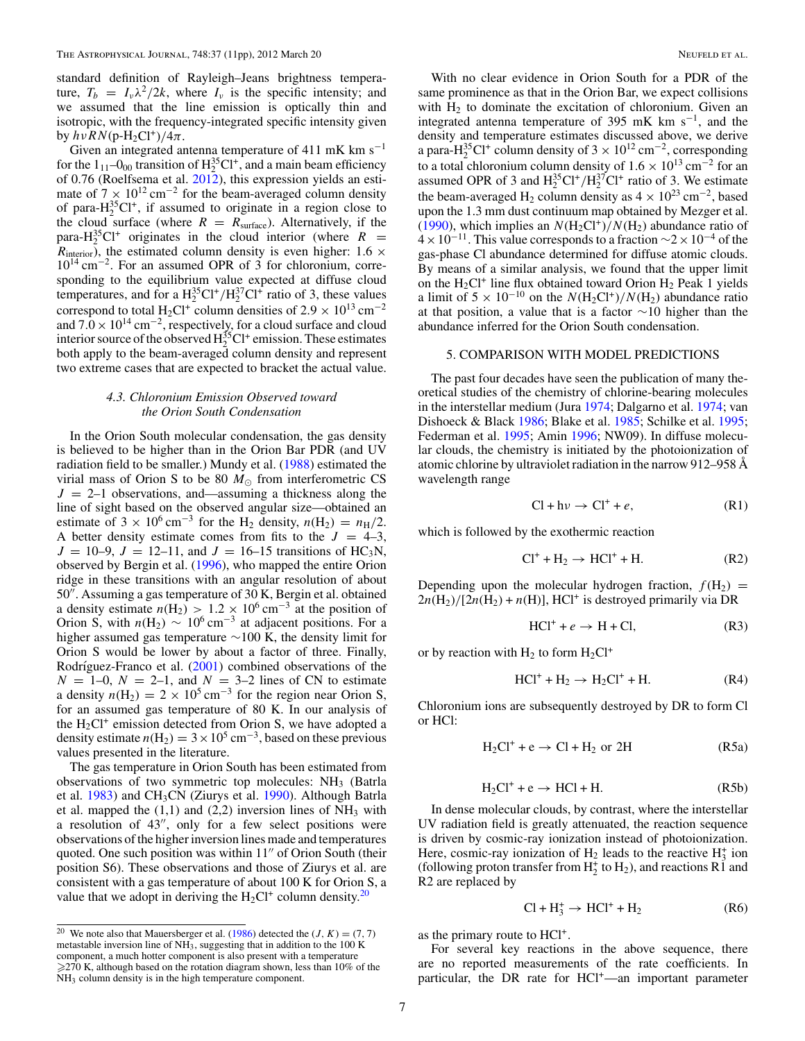standard definition of Rayleigh–Jeans brightness temperature, $T_b = I_\nu \lambda^2/2k$, where $I_\nu$ is the specific intensity; and we assumed that the line emission is optically thin and isotropic, with the frequency-integrated specific intensity given by $h\nu RN(\text{p-H}_2\text{Cl}^+)/4\pi$.

Given an integrated antenna temperature of 411 mK km s$^{-1}$ for the $1_{11}$–$0_{00}$ transition of $\text{H}_2^{35}\text{Cl}^+$, and a main beam efficiency of 0.76 (Roelfsema et al. 2012), this expression yields an estimate of $7 \times 10^{12}$ cm$^{-2}$ for the beam-averaged column density of para-$\text{H}_2^{35}\text{Cl}^+$, if assumed to originate in a region close to the cloud surface (where $R = R_{\text{surface}}$). Alternatively, if the para-$\text{H}_2^{35}\text{Cl}^+$ originates in the cloud interior (where $R = R_{\text{interior}}$), the estimated column density is even higher: $1.6 \times 10^{14}$ cm$^{-2}$. For an assumed OPR of 3 for chloronium, corresponding to the equilibrium value expected at diffuse cloud temperatures, and for a $\text{H}_2^{35}\text{Cl}^+/\text{H}_2^{37}\text{Cl}^+$ ratio of 3, these values correspond to total $\text{H}_2\text{Cl}^+$ column densities of $2.9 \times 10^{13}$ cm$^{-2}$ and $7.0 \times 10^{14}$ cm$^{-2}$, respectively, for a cloud surface and cloud interior source of the observed $\text{H}_2^{35}\text{Cl}^+$ emission. These estimates both apply to the beam-averaged column density and represent two extreme cases that are expected to bracket the actual value.

### 4.3. *Chloronium Emission Observed toward the Orion South Condensation*

In the Orion South molecular condensation, the gas density is believed to be higher than in the Orion Bar PDR (and UV radiation field to be smaller.) Mundy et al. (1988) estimated the virial mass of Orion S to be 80 $M_\odot$ from interferometric CS $J = 2$–1 observations, and—assuming a thickness along the line of sight based on the observed angular size—obtained an estimate of $3 \times 10^6$ cm$^{-3}$ for the $\text{H}_2$ density, $n(\text{H}_2) = n_{\text{H}}/2$. A better density estimate comes from fits to the $J = 4$–3, $J = 10$–9, $J = 12$–11, and $J = 16$–15 transitions of $\text{HC}_3\text{N}$, observed by Bergin et al. (1996), who mapped the entire Orion ridge in these transitions with an angular resolution of about 50″. Assuming a gas temperature of 30 K, Bergin et al. obtained a density estimate $n(\text{H}_2) > 1.2 \times 10^6$ cm$^{-3}$ at the position of Orion S, with $n(\text{H}_2) \sim 10^6$ cm$^{-3}$ at adjacent positions. For a higher assumed gas temperature ~100 K, the density limit for Orion S would be lower by about a factor of three. Finally, Rodríguez-Franco et al. (2001) combined observations of the $N = 1$–0, $N = 2$–1, and $N = 3$–2 lines of CN to estimate a density $n(\text{H}_2) = 2 \times 10^5$ cm$^{-3}$ for the region near Orion S, for an assumed gas temperature of 80 K. In our analysis of the $\text{H}_2\text{Cl}^+$ emission detected from Orion S, we have adopted a density estimate $n(\text{H}_2) = 3 \times 10^5$ cm$^{-3}$, based on these previous values presented in the literature.

The gas temperature in Orion South has been estimated from observations of two symmetric top molecules: $\text{NH}_3$ (Batrla et al. 1983) and $\text{CH}_3\text{CN}$ (Ziurys et al. 1990). Although Batrla et al. mapped the (1,1) and (2,2) inversion lines of $\text{NH}_3$ with a resolution of 43″, only for a few select positions were observations of the higher inversion lines made and temperatures quoted. One such position was within 11″ of Orion South (their position S6). These observations and those of Ziurys et al. are consistent with a gas temperature of about 100 K for Orion S, a value that we adopt in deriving the $\text{H}_2\text{Cl}^+$ column density.[20]

With no clear evidence in Orion South for a PDR of the same prominence as that in the Orion Bar, we expect collisions with $\text{H}_2$ to dominate the excitation of chloronium. Given an integrated antenna temperature of 395 mK km s$^{-1}$, and the density and temperature estimates discussed above, we derive a para-$\text{H}_2^{35}\text{Cl}^+$ column density of $3 \times 10^{12}$ cm$^{-2}$, corresponding to a total chloronium column density of $1.6 \times 10^{13}$ cm$^{-2}$ for an assumed OPR of 3 and $\text{H}_2^{35}\text{Cl}^+/\text{H}_2^{37}\text{Cl}^+$ ratio of 3. We estimate the beam-averaged $\text{H}_2$ column density as $4 \times 10^{23}$ cm$^{-2}$, based upon the 1.3 mm dust continuum map obtained by Mezger et al. (1990), which implies an $N(\text{H}_2\text{Cl}^+)/N(\text{H}_2)$ abundance ratio of $4 \times 10^{-11}$. This value corresponds to a fraction $\sim 2 \times 10^{-4}$ of the gas-phase Cl abundance determined for diffuse atomic clouds. By means of a similar analysis, we found that the upper limit on the $\text{H}_2\text{Cl}^+$ line flux obtained toward Orion $\text{H}_2$ Peak 1 yields a limit of $5 \times 10^{-10}$ on the $N(\text{H}_2\text{Cl}^+)/N(\text{H}_2)$ abundance ratio at that position, a value that is a factor ~10 higher than the abundance inferred for the Orion South condensation.

## 5. COMPARISON WITH MODEL PREDICTIONS

The past four decades have seen the publication of many theoretical studies of the chemistry of chlorine-bearing molecules in the interstellar medium (Jura 1974; Dalgarno et al. 1974; van Dishoeck & Black 1986; Blake et al. 1985; Schilke et al. 1995; Federman et al. 1995; Amin 1996; NW09). In diffuse molecular clouds, the chemistry is initiated by the photoionization of atomic chlorine by ultraviolet radiation in the narrow 912–958 Å wavelength range

$$\text{Cl} + h\nu \rightarrow \text{Cl}^+ + e, \tag{R1}$$

which is followed by the exothermic reaction

$$\text{Cl}^+ + \text{H}_2 \rightarrow \text{HCl}^+ + \text{H}. \tag{R2}$$

Depending upon the molecular hydrogen fraction, $f(\text{H}_2) = 2n(\text{H}_2)/[2n(\text{H}_2) + n(\text{H})]$, $\text{HCl}^+$ is destroyed primarily via DR

$$\text{HCl}^+ + e \rightarrow \text{H} + \text{Cl}, \tag{R3}$$

or by reaction with $\text{H}_2$ to form $\text{H}_2\text{Cl}^+$

$$\text{HCl}^+ + \text{H}_2 \rightarrow \text{H}_2\text{Cl}^+ + \text{H}. \tag{R4}$$

Chloronium ions are subsequently destroyed by DR to form Cl or HCl:

$$\text{H}_2\text{Cl}^+ + \text{e} \rightarrow \text{Cl} + \text{H}_2 \text{ or } 2\text{H} \tag{R5a}$$

$$\text{H}_2\text{Cl}^+ + \text{e} \rightarrow \text{HCl} + \text{H}. \tag{R5b}$$

In dense molecular clouds, by contrast, where the interstellar UV radiation field is greatly attenuated, the reaction sequence is driven by cosmic-ray ionization instead of photoionization. Here, cosmic-ray ionization of $\text{H}_2$ leads to the reactive $\text{H}_3^+$ ion (following proton transfer from $\text{H}_2^+$ to $\text{H}_2$), and reactions R1 and R2 are replaced by

$$\text{Cl} + \text{H}_3^+ \rightarrow \text{HCl}^+ + \text{H}_2 \tag{R6}$$

as the primary route to $\text{HCl}^+$.

For several key reactions in the above sequence, there are no reported measurements of the rate coefficients. In particular, the DR rate for $\text{HCl}^+$—an important parameter

---

[20] We note also that Mauersberger et al. (1986) detected the $(J, K) = (7, 7)$ metastable inversion line of $\text{NH}_3$, suggesting that in addition to the 100 K component, a much hotter component is also present with a temperature $\geqslant$270 K, although based on the rotation diagram shown, less than 10% of the $\text{NH}_3$ column density is in the high temperature component.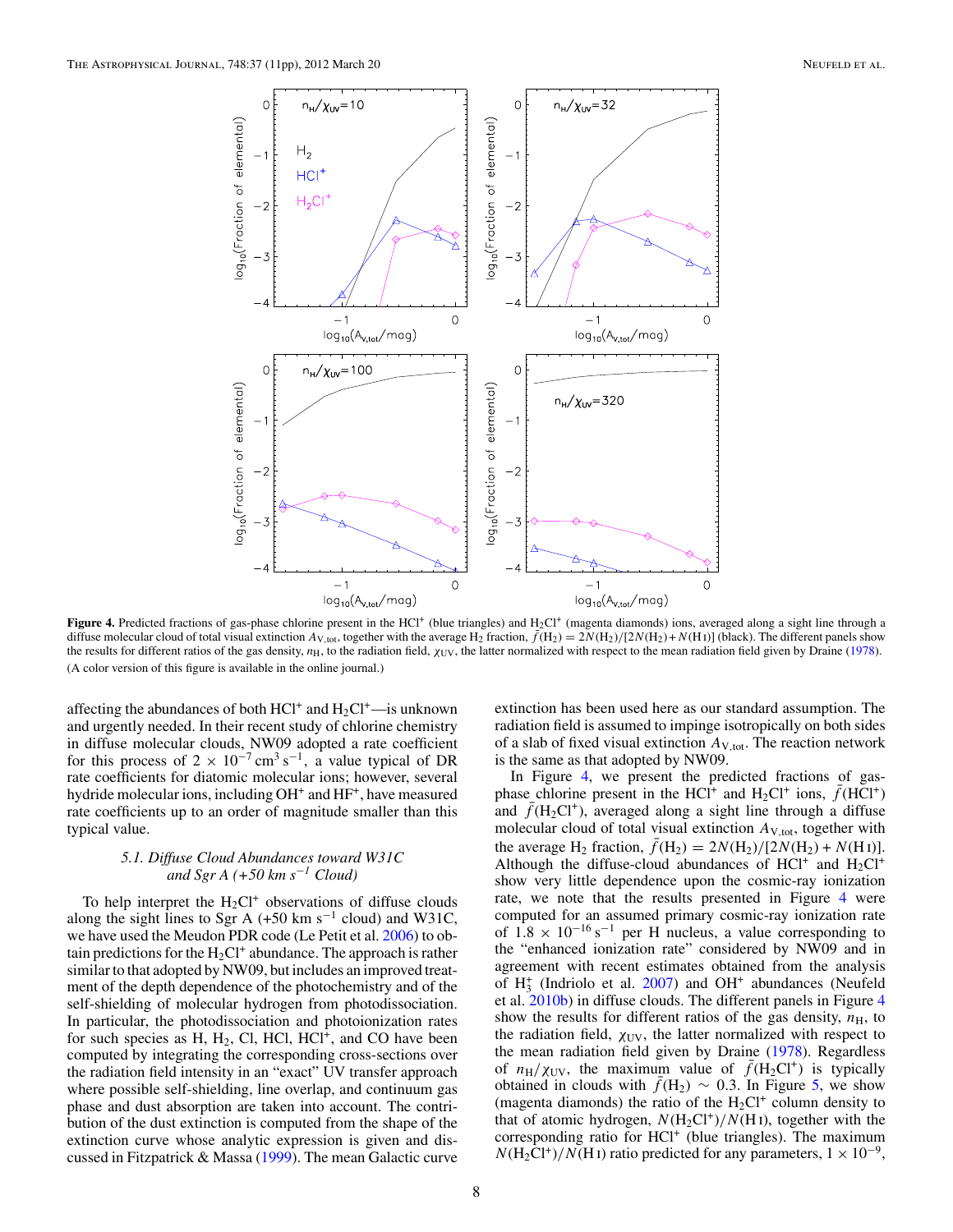**Figure 4.** Predicted fractions of gas-phase chlorine present in the $HCl^+$ (blue triangles) and $H_2Cl^+$ (magenta diamonds) ions, averaged along a sight line through a diffuse molecular cloud of total visual extinction $A_{V,tot}$, together with the average $H_2$ fraction, $\bar{f}(H_2) = 2N(H_2)/[2N(H_2) + N(H\,I)]$ (black). The different panels show the results for different ratios of the gas density, $n_H$, to the radiation field, $\chi_{UV}$, the latter normalized with respect to the mean radiation field given by Draine (1978).
(A color version of this figure is available in the online journal.)

affecting the abundances of both $HCl^+$ and $H_2Cl^+$—is unknown and urgently needed. In their recent study of chlorine chemistry in diffuse molecular clouds, NW09 adopted a rate coefficient for this process of $2 \times 10^{-7}\,cm^3\,s^{-1}$, a value typical of DR rate coefficients for diatomic molecular ions; however, several hydride molecular ions, including $OH^+$ and $HF^+$, have measured rate coefficients up to an order of magnitude smaller than this typical value.

### 5.1. Diffuse Cloud Abundances toward W31C and Sgr A (+50 km s$^{-1}$ Cloud)

To help interpret the $H_2Cl^+$ observations of diffuse clouds along the sight lines to Sgr A (+50 km s$^{-1}$ cloud) and W31C, we have used the Meudon PDR code (Le Petit et al. 2006) to obtain predictions for the $H_2Cl^+$ abundance. The approach is rather similar to that adopted by NW09, but includes an improved treatment of the depth dependence of the photochemistry and of the self-shielding of molecular hydrogen from photodissociation. In particular, the photodissociation and photoionization rates for such species as H, $H_2$, Cl, HCl, $HCl^+$, and CO have been computed by integrating the corresponding cross-sections over the radiation field intensity in an "exact" UV transfer approach where possible self-shielding, line overlap, and continuum gas phase and dust absorption are taken into account. The contribution of the dust extinction is computed from the shape of the extinction curve whose analytic expression is given and discussed in Fitzpatrick & Massa (1999). The mean Galactic curve extinction has been used here as our standard assumption. The radiation field is assumed to impinge isotropically on both sides of a slab of fixed visual extinction $A_{V,tot}$. The reaction network is the same as that adopted by NW09.

In Figure 4, we present the predicted fractions of gas-phase chlorine present in the $HCl^+$ and $H_2Cl^+$ ions, $\bar{f}(HCl^+)$ and $\bar{f}(H_2Cl^+)$, averaged along a sight line through a diffuse molecular cloud of total visual extinction $A_{V,tot}$, together with the average $H_2$ fraction, $\bar{f}(H_2) = 2N(H_2)/[2N(H_2) + N(H\,I)]$. Although the diffuse-cloud abundances of $HCl^+$ and $H_2Cl^+$ show very little dependence upon the cosmic-ray ionization rate, we note that the results presented in Figure 4 were computed for an assumed primary cosmic-ray ionization rate of $1.8 \times 10^{-16}\,s^{-1}$ per H nucleus, a value corresponding to the "enhanced ionization rate" considered by NW09 and in agreement with recent estimates obtained from the analysis of $H_3^+$ (Indriolo et al. 2007) and $OH^+$ abundances (Neufeld et al. 2010b) in diffuse clouds. The different panels in Figure 4 show the results for different ratios of the gas density, $n_H$, to the radiation field, $\chi_{UV}$, the latter normalized with respect to the mean radiation field given by Draine (1978). Regardless of $n_H/\chi_{UV}$, the maximum value of $\bar{f}(H_2Cl^+)$ is typically obtained in clouds with $\bar{f}(H_2) \sim 0.3$. In Figure 5, we show (magenta diamonds) the ratio of the $H_2Cl^+$ column density to that of atomic hydrogen, $N(H_2Cl^+)/N(H\,I)$, together with the corresponding ratio for $HCl^+$ (blue triangles). The maximum $N(H_2Cl^+)/N(H\,I)$ ratio predicted for any parameters, $1 \times 10^{-9}$,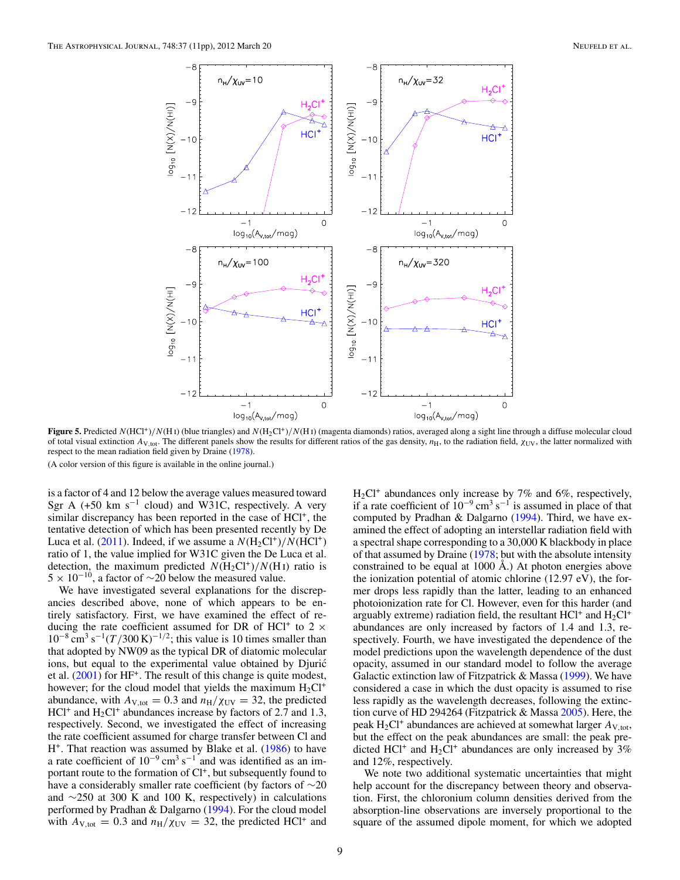**Figure 5.** Predicted $N(\mathrm{HCl^+})/N(\mathrm{H\,I})$ (blue triangles) and $N(\mathrm{H_2Cl^+})/N(\mathrm{H\,I})$ (magenta diamonds) ratios, averaged along a sight line through a diffuse molecular cloud of total visual extinction $A_{\mathrm{V,tot}}$. The different panels show the results for different ratios of the gas density, $n_{\mathrm{H}}$, to the radiation field, $\chi_{\mathrm{UV}}$, the latter normalized with respect to the mean radiation field given by Draine (1978).

(A color version of this figure is available in the online journal.)

is a factor of 4 and 12 below the average values measured toward Sgr A (+50 km s$^{-1}$ cloud) and W31C, respectively. A very similar discrepancy has been reported in the case of $\mathrm{HCl^+}$, the tentative detection of which has been presented recently by De Luca et al. (2011). Indeed, if we assume a $N(\mathrm{H_2Cl^+})/N(\mathrm{HCl^+})$ ratio of 1, the value implied for W31C given the De Luca et al. detection, the maximum predicted $N(\mathrm{H_2Cl^+})/N(\mathrm{H\,I})$ ratio is $5 \times 10^{-10}$, a factor of $\sim$20 below the measured value.

We have investigated several explanations for the discrepancies described above, none of which appears to be entirely satisfactory. First, we have examined the effect of reducing the rate coefficient assumed for DR of $\mathrm{HCl^+}$ to $2 \times 10^{-8}\,\mathrm{cm^3\,s^{-1}}(T/300\,\mathrm{K})^{-1/2}$; this value is 10 times smaller than that adopted by NW09 as the typical DR of diatomic molecular ions, but equal to the experimental value obtained by Djurić et al. (2001) for $\mathrm{HF^+}$. The result of this change is quite modest, however; for the cloud model that yields the maximum $\mathrm{H_2Cl^+}$ abundance, with $A_{\mathrm{V,tot}} = 0.3$ and $n_{\mathrm{H}}/\chi_{\mathrm{UV}} = 32$, the predicted $\mathrm{HCl^+}$ and $\mathrm{H_2Cl^+}$ abundances increase by factors of 2.7 and 1.3, respectively. Second, we investigated the effect of increasing the rate coefficient assumed for charge transfer between Cl and $\mathrm{H^+}$. That reaction was assumed by Blake et al. (1986) to have a rate coefficient of $10^{-9}\,\mathrm{cm^3\,s^{-1}}$ and was identified as an important route to the formation of $\mathrm{Cl^+}$, but subsequently found to have a considerably smaller rate coefficient (by factors of $\sim$20 and $\sim$250 at 300 K and 100 K, respectively) in calculations performed by Pradhan & Dalgarno (1994). For the cloud model with $A_{\mathrm{V,tot}} = 0.3$ and $n_{\mathrm{H}}/\chi_{\mathrm{UV}} = 32$, the predicted $\mathrm{HCl^+}$ and $\mathrm{H_2Cl^+}$ abundances only increase by 7% and 6%, respectively, if a rate coefficient of $10^{-9}\,\mathrm{cm^3\,s^{-1}}$ is assumed in place of that computed by Pradhan & Dalgarno (1994). Third, we have examined the effect of adopting an interstellar radiation field with a spectral shape corresponding to a 30,000 K blackbody in place of that assumed by Draine (1978; but with the absolute intensity constrained to be equal at 1000 Å.) At photon energies above the ionization potential of atomic chlorine (12.97 eV), the former drops less rapidly than the latter, leading to an enhanced photoionization rate for Cl. However, even for this harder (and arguably extreme) radiation field, the resultant $\mathrm{HCl^+}$ and $\mathrm{H_2Cl^+}$ abundances are only increased by factors of 1.4 and 1.3, respectively. Fourth, we have investigated the dependence of the model predictions upon the wavelength dependence of the dust opacity, assumed in our standard model to follow the average Galactic extinction law of Fitzpatrick & Massa (1999). We have considered a case in which the dust opacity is assumed to rise less rapidly as the wavelength decreases, following the extinction curve of HD 294264 (Fitzpatrick & Massa 2005). Here, the peak $\mathrm{H_2Cl^+}$ abundances are achieved at somewhat larger $A_{\mathrm{V,tot}}$, but the effect on the peak abundances are small: the peak predicted $\mathrm{HCl^+}$ and $\mathrm{H_2Cl^+}$ abundances are only increased by 3% and 12%, respectively.

We note two additional systematic uncertainties that might help account for the discrepancy between theory and observation. First, the chloronium column densities derived from the absorption-line observations are inversely proportional to the square of the assumed dipole moment, for which we adopted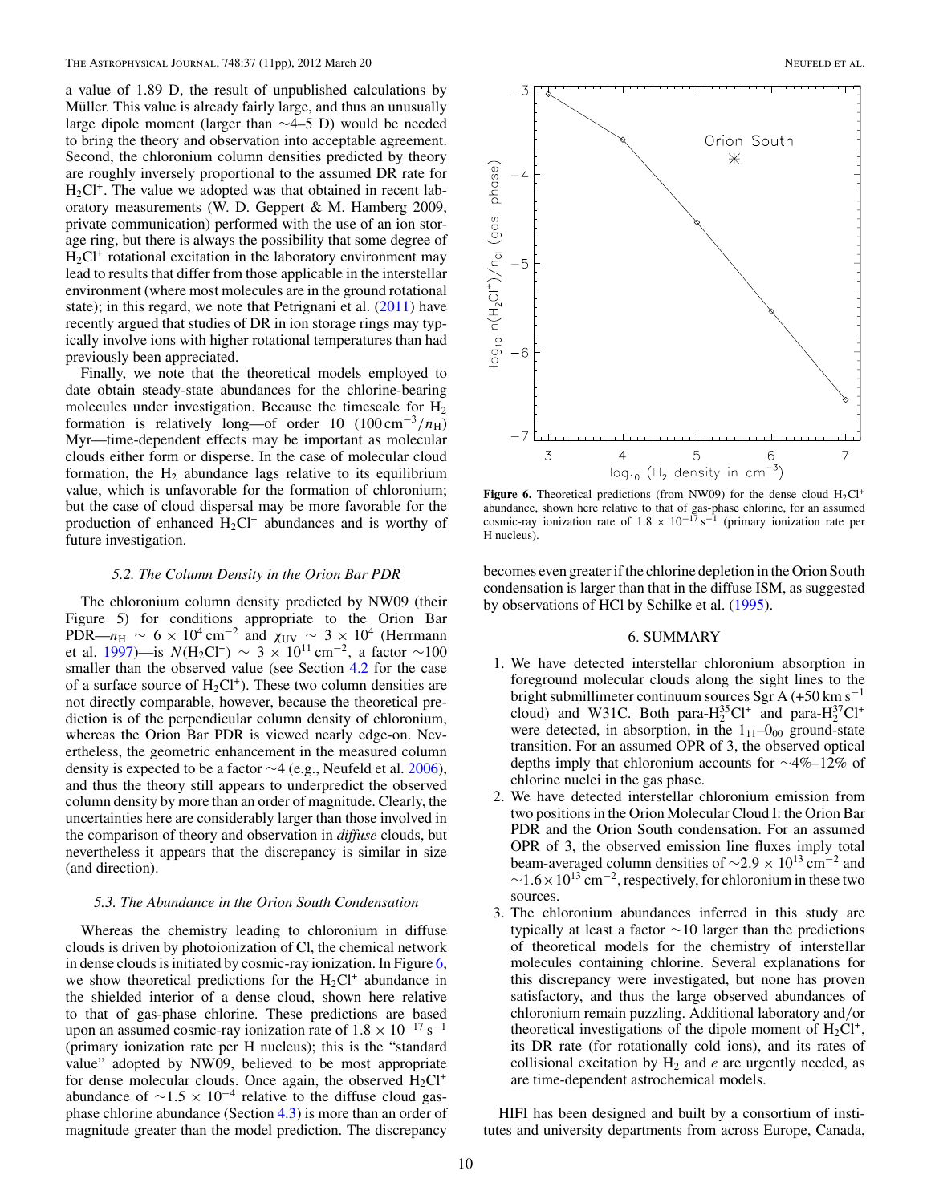a value of 1.89 D, the result of unpublished calculations by Müller. This value is already fairly large, and thus an unusually large dipole moment (larger than ∼4–5 D) would be needed to bring the theory and observation into acceptable agreement. Second, the chloronium column densities predicted by theory are roughly inversely proportional to the assumed DR rate for $H_2Cl^+$. The value we adopted was that obtained in recent laboratory measurements (W. D. Geppert & M. Hamberg 2009, private communication) performed with the use of an ion storage ring, but there is always the possibility that some degree of $H_2Cl^+$ rotational excitation in the laboratory environment may lead to results that differ from those applicable in the interstellar environment (where most molecules are in the ground rotational state); in this regard, we note that Petrignani et al. (2011) have recently argued that studies of DR in ion storage rings may typically involve ions with higher rotational temperatures than had previously been appreciated.

Finally, we note that the theoretical models employed to date obtain steady-state abundances for the chlorine-bearing molecules under investigation. Because the timescale for $H_2$ formation is relatively long—of order 10 $(100\,\mathrm{cm}^{-3}/n_\mathrm{H})$ Myr—time-dependent effects may be important as molecular clouds either form or disperse. In the case of molecular cloud formation, the $H_2$ abundance lags relative to its equilibrium value, which is unfavorable for the formation of chloronium; but the case of cloud dispersal may be more favorable for the production of enhanced $H_2Cl^+$ abundances and is worthy of future investigation.

### 5.2. The Column Density in the Orion Bar PDR

The chloronium column density predicted by NW09 (their Figure 5) for conditions appropriate to the Orion Bar PDR—$n_\mathrm{H} \sim 6 \times 10^4\,\mathrm{cm}^{-2}$ and $\chi_\mathrm{UV} \sim 3 \times 10^4$ (Herrmann et al. 1997)—is $N(H_2Cl^+) \sim 3 \times 10^{11}\,\mathrm{cm}^{-2}$, a factor ∼100 smaller than the observed value (see Section 4.2 for the case of a surface source of $H_2Cl^+$). These two column densities are not directly comparable, however, because the theoretical prediction is of the perpendicular column density of chloronium, whereas the Orion Bar PDR is viewed nearly edge-on. Nevertheless, the geometric enhancement in the measured column density is expected to be a factor ∼4 (e.g., Neufeld et al. 2006), and thus the theory still appears to underpredict the observed column density by more than an order of magnitude. Clearly, the uncertainties here are considerably larger than those involved in the comparison of theory and observation in *diffuse* clouds, but nevertheless it appears that the discrepancy is similar in size (and direction).

### 5.3. The Abundance in the Orion South Condensation

Whereas the chemistry leading to chloronium in diffuse clouds is driven by photoionization of Cl, the chemical network in dense clouds is initiated by cosmic-ray ionization. In Figure 6, we show theoretical predictions for the $H_2Cl^+$ abundance in the shielded interior of a dense cloud, shown here relative to that of gas-phase chlorine. These predictions are based upon an assumed cosmic-ray ionization rate of $1.8 \times 10^{-17}\,\mathrm{s}^{-1}$ (primary ionization rate per H nucleus); this is the "standard value" adopted by NW09, believed to be most appropriate for dense molecular clouds. Once again, the observed $H_2Cl^+$ abundance of $\sim 1.5 \times 10^{-4}$ relative to the diffuse cloud gas-phase chlorine abundance (Section 4.3) is more than an order of magnitude greater than the model prediction. The discrepancy becomes even greater if the chlorine depletion in the Orion South condensation is larger than that in the diffuse ISM, as suggested by observations of HCl by Schilke et al. (1995).

**Figure 6.** Theoretical predictions (from NW09) for the dense cloud $H_2Cl^+$ abundance, shown here relative to that of gas-phase chlorine, for an assumed cosmic-ray ionization rate of $1.8 \times 10^{-17}\,\mathrm{s}^{-1}$ (primary ionization rate per H nucleus).

## 6. SUMMARY

1. We have detected interstellar chloronium absorption in foreground molecular clouds along the sight lines to the bright submillimeter continuum sources Sgr A (+50 km s$^{-1}$ cloud) and W31C. Both para-$H_2^{35}Cl^+$ and para-$H_2^{37}Cl^+$ were detected, in absorption, in the $1_{11}$–$0_{00}$ ground-state transition. For an assumed OPR of 3, the observed optical depths imply that chloronium accounts for ∼4%–12% of chlorine nuclei in the gas phase.
2. We have detected interstellar chloronium emission from two positions in the Orion Molecular Cloud I: the Orion Bar PDR and the Orion South condensation. For an assumed OPR of 3, the observed emission line fluxes imply total beam-averaged column densities of $\sim 2.9 \times 10^{13}\,\mathrm{cm}^{-2}$ and $\sim 1.6 \times 10^{13}\,\mathrm{cm}^{-2}$, respectively, for chloronium in these two sources.
3. The chloronium abundances inferred in this study are typically at least a factor ∼10 larger than the predictions of theoretical models for the chemistry of interstellar molecules containing chlorine. Several explanations for this discrepancy were investigated, but none has proven satisfactory, and thus the large observed abundances of chloronium remain puzzling. Additional laboratory and/or theoretical investigations of the dipole moment of $H_2Cl^+$, its DR rate (for rotationally cold ions), and its rates of collisional excitation by $H_2$ and $e$ are urgently needed, as are time-dependent astrochemical models.

HIFI has been designed and built by a consortium of institutes and university departments from across Europe, Canada,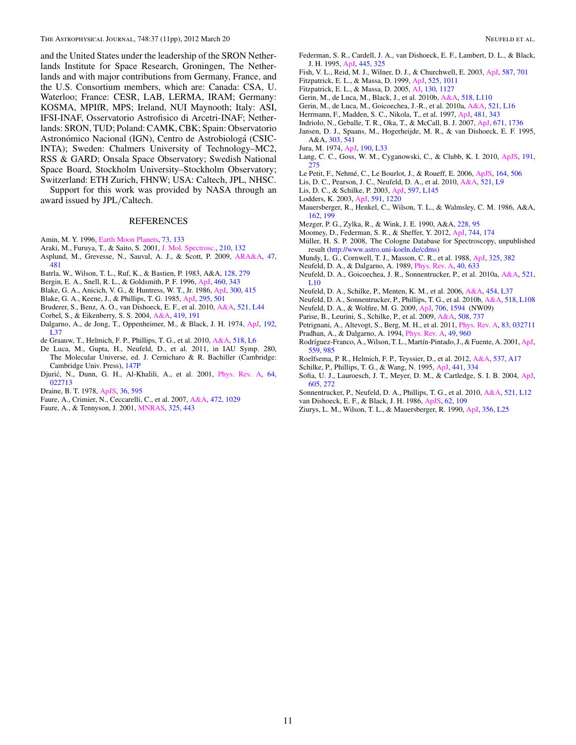and the United States under the leadership of the SRON Netherlands Institute for Space Research, Groningen, The Netherlands and with major contributions from Germany, France, and the U.S. Consortium members, which are: Canada: CSA, U. Waterloo; France: CESR, LAB, LERMA, IRAM; Germany: KOSMA, MPIfR, MPS; Ireland, NUI Maynooth; Italy: ASI, IFSI-INAF, Osservatorio Astrofisico di Arcetri-INAF; Netherlands: SRON, TUD; Poland: CAMK, CBK; Spain: Observatorio Astronómico Nacional (IGN), Centro de Astrobiologá (CSIC-INTA); Sweden: Chalmers University of Technology–MC2, RSS & GARD; Onsala Space Observatory; Swedish National Space Board, Stockholm University–Stockholm Observatory; Switzerland: ETH Zurich, FHNW; USA: Caltech, JPL, NHSC.

Support for this work was provided by NASA through an award issued by JPL/Caltech.

## REFERENCES

Amin, M. Y. 1996, Earth Moon Planets, 73, 133
Araki, M., Furuya, T., & Saito, S. 2001, J. Mol. Spectrosc., 210, 132
Asplund, M., Grevesse, N., Sauval, A. J., & Scott, P. 2009, ARA&A, 47, 481
Batrla, W., Wilson, T. L., Ruf, K., & Bastien, P. 1983, A&A, 128, 279
Bergin, E. A., Snell, R. L., & Goldsmith, P. F. 1996, ApJ, 460, 343
Blake, G. A., Anicich, V. G., & Huntress, W. T., Jr. 1986, ApJ, 300, 415
Blake, G. A., Keene, J., & Phillips, T. G. 1985, ApJ, 295, 501
Bruderer, S., Benz, A. O., van Dishoeck, E. F., et al. 2010, A&A, 521, L44
Corbel, S., & Eikenberry, S. S. 2004, A&A, 419, 191
Dalgarno, A., de Jong, T., Oppenheimer, M., & Black, J. H. 1974, ApJ, 192, L37
de Graauw, T., Helmich, F. P., Phillips, T. G., et al. 2010, A&A, 518, L6
De Luca, M., Gupta, H., Neufeld, D., et al. 2011, in IAU Symp. 280, The Molecular Universe, ed. J. Cernicharo & R. Bachiller (Cambridge: Cambridge Univ. Press), 147P
Djurić, N., Dunn, G. H., Al-Khalili, A., et al. 2001, Phys. Rev. A, 64, 022713
Draine, B. T. 1978, ApJS, 36, 595
Faure, A., Crimier, N., Ceccarelli, C., et al. 2007, A&A, 472, 1029
Faure, A., & Tennyson, J. 2001, MNRAS, 325, 443
Federman, S. R., Cardell, J. A., van Dishoeck, E. F., Lambert, D. L., & Black, J. H. 1995, ApJ, 445, 325
Fish, V. L., Reid, M. J., Wilner, D. J., & Churchwell, E. 2003, ApJ, 587, 701
Fitzpatrick, E. L., & Massa, D. 1999, ApJ, 525, 1011
Fitzpatrick, E. L., & Massa, D. 2005, AJ, 130, 1127
Gerin, M., de Luca, M., Black, J., et al. 2010b, A&A, 518, L110
Gerin, M., de Luca, M., Goicoechea, J.-R., et al. 2010a, A&A, 521, L16
Herrmann, F., Madden, S. C., Nikola, T., et al. 1997, ApJ, 481, 343
Indriolo, N., Geballe, T. R., Oka, T., & McCall, B. J. 2007, ApJ, 671, 1736
Jansen, D. J., Spaans, M., Hogerheijde, M. R., & van Dishoeck, E. F. 1995, A&A, 303, 541
Jura, M. 1974, ApJ, 190, L33
Lang, C. C., Goss, W. M., Cyganowski, C., & Clubb, K. I. 2010, ApJS, 191, 275
Le Petit, F., Nehmé, C., Le Bourlot, J., & Roueff, E. 2006, ApJS, 164, 506
Lis, D. C., Pearson, J. C., Neufeld, D. A., et al. 2010, A&A, 521, L9
Lis, D. C., & Schilke, P. 2003, ApJ, 597, L145
Lodders, K. 2003, ApJ, 591, 1220
Mauersberger, R., Henkel, C., Wilson, T. L., & Walmsley, C. M. 1986, A&A, 162, 199
Mezger, P. G., Zylka, R., & Wink, J. E. 1990, A&A, 228, 95
Moomey, D., Federman, S. R., & Sheffer, Y. 2012, ApJ, 744, 174
Müller, H. S. P. 2008, The Cologne Database for Spectroscopy, unpublished result (http://www.astro.uni-koeln.de/cdms)
Mundy, L. G., Cornwell, T. J., Masson, C. R., et al. 1988, ApJ, 325, 382
Neufeld, D. A., & Dalgarno, A. 1989, Phys. Rev. A, 40, 633
Neufeld, D. A., Goicoechea, J. R., Sonnentrucker, P., et al. 2010a, A&A, 521, L10
Neufeld, D. A., Schilke, P., Menten, K. M., et al. 2006, A&A, 454, L37
Neufeld, D. A., Sonnentrucker, P., Phillips, T. G., et al. 2010b, A&A, 518, L108
Neufeld, D. A., & Wolfire, M. G. 2009, ApJ, 706, 1594 (NW09)
Parise, B., Leurini, S., Schilke, P., et al. 2009, A&A, 508, 737
Petrignani, A., Altevogt, S., Berg, M. H., et al. 2011, Phys. Rev. A, 83, 032711
Pradhan, A., & Dalgarno, A. 1994, Phys. Rev. A, 49, 960
Rodríguez-Franco, A., Wilson, T. L., Martín-Pintado, J., & Fuente, A. 2001, ApJ, 559, 985
Roelfsema, P. R., Helmich, F. P., Teyssier, D., et al. 2012, A&A, 537, A17
Schilke, P., Phillips, T. G., & Wang, N. 1995, ApJ, 441, 334
Sofia, U. J., Lauroesch, J. T., Meyer, D. M., & Cartledge, S. I. B. 2004, ApJ, 605, 272
Sonnentrucker, P., Neufeld, D. A., Phillips, T. G., et al. 2010, A&A, 521, L12
van Dishoeck, E. F., & Black, J. H. 1986, ApJS, 62, 109
Ziurys, L. M., Wilson, T. L., & Mauersberger, R. 1990, ApJ, 356, L25